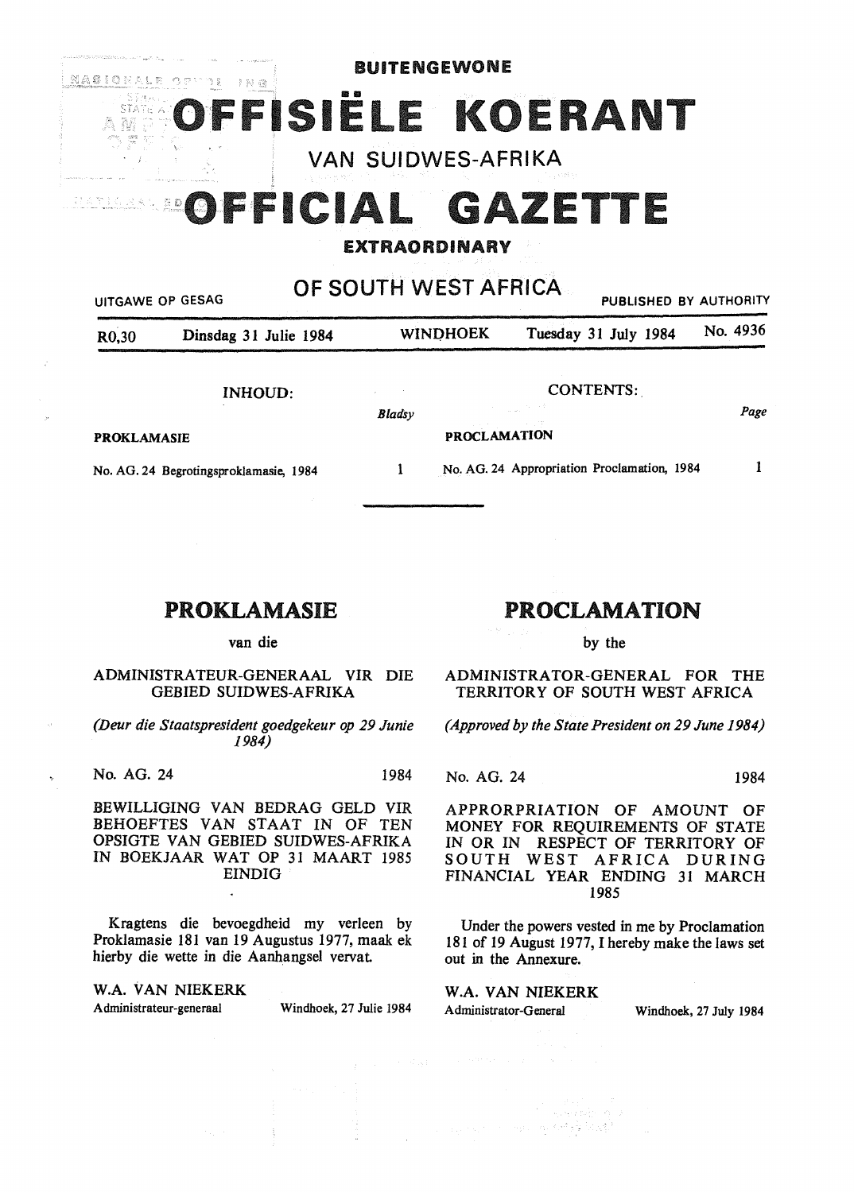BUITENGEWONE

# OFFISIËLE KOERANT

VAN SUIDWES-AFRIKA

# OFFICIAL GAZETTE

**EXTRAORDINARY**

OF SOUTH WEST AFRICA

UITGAWE OP GESAG — PUBLISHED BY AUTHORITY

R0,30 | Dinsdag 31 Julie 1984 | WINDHOEK | Tuesday 31 July 1984 | No. 4936

| INHOUD: | Bladsy | CONTENTS: | Page |
|---|---|---|---|
| **PROKLAMASIE** | | **PROCLAMATION** | |
| No. AG. 24 Begrotingsproklamasie, 1984 | 1 | No. AG. 24 Appropriation Proclamation, 1984 | 1 |

## PROKLAMASIE

van die

ADMINISTRATEUR-GENERAAL VIR DIE GEBIED SUIDWES-AFRIKA

*(Deur die Staatspresident goedgekeur op 29 Junie 1984)*

No. AG. 24 — 1984

BEWILLIGING VAN BEDRAG GELD VIR BEHOEFTES VAN STAAT IN OF TEN OPSIGTE VAN GEBIED SUIDWES-AFRIKA IN BOEKJAAR WAT OP 31 MAART 1985 EINDIG

Kragtens die bevoegdheid my verleen by Proklamasie 181 van 19 Augustus 1977, maak ek hierby die wette in die Aanhangsel vervat.

W.A. VAN NIEKERK
Administrateur-generaal — Windhoek, 27 Julie 1984

## PROCLAMATION

by the

ADMINISTRATOR-GENERAL FOR THE TERRITORY OF SOUTH WEST AFRICA

*(Approved by the State President on 29 June 1984)*

No. AG. 24 — 1984

APPRORPRIATION OF AMOUNT OF MONEY FOR REQUIREMENTS OF STATE IN OR IN RESPECT OF TERRITORY OF SOUTH WEST AFRICA DURING FINANCIAL YEAR ENDING 31 MARCH 1985

Under the powers vested in me by Proclamation 181 of 19 August 1977, I hereby make the laws set out in the Annexure.

W.A. VAN NIEKERK
Administrator-General — Windhoek, 27 July 1984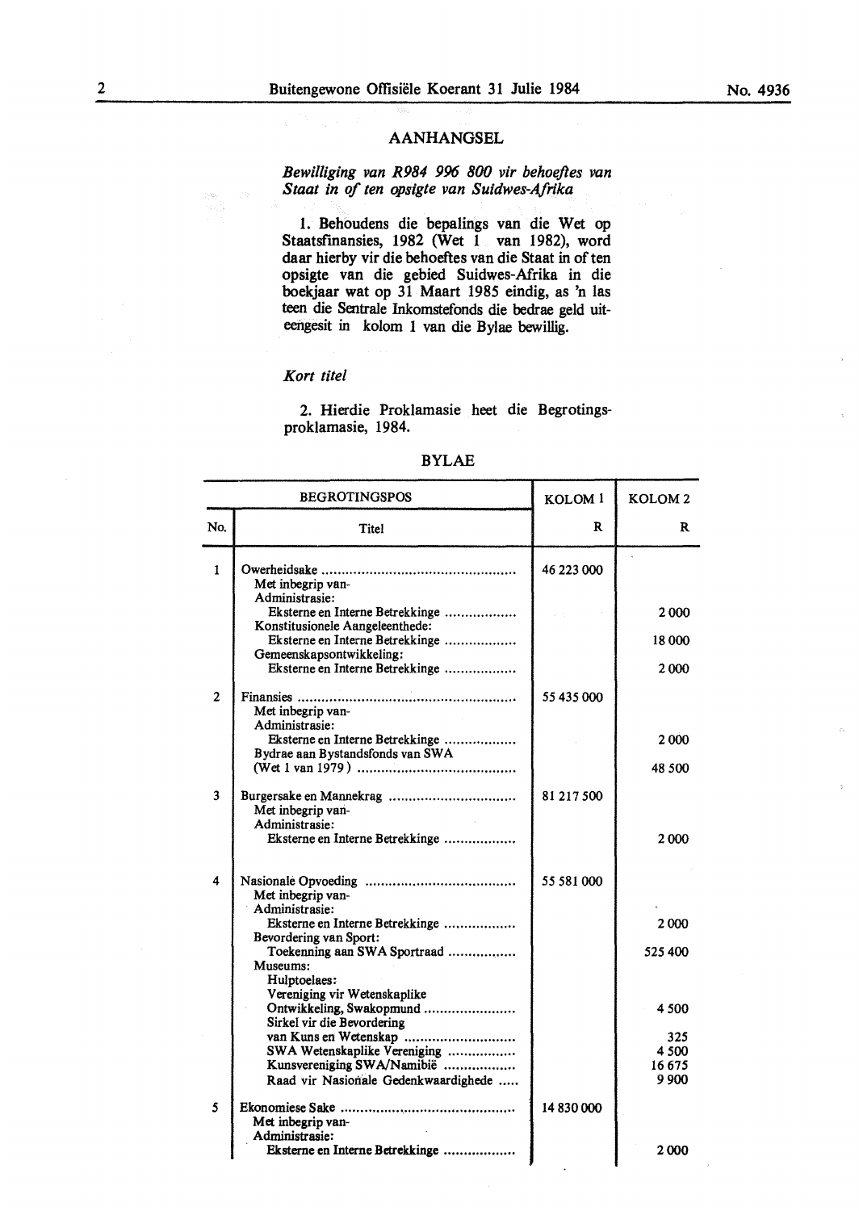## AANHANGSEL

*Bewilliging van R984 996 800 vir behoeftes van Staat in of ten opsigte van Suidwes-Afrika*

1. Behoudens die bepalings van die Wet op Staatsfinansies, 1982 (Wet 1 van 1982), word daar hierby vir die behoeftes van die Staat in of ten opsigte van die gebied Suidwes-Afrika in die boekjaar wat op 31 Maart 1985 eindig, as 'n las teen die Sentrale Inkomstefonds die bedrae geld uiteengesit in kolom 1 van die Bylae bewillig.

*Kort titel*

2. Hierdie Proklamasie heet die Begrotingsproklamasie, 1984.

## BYLAE

| BEGROTINGSPOS | | KOLOM 1 | KOLOM 2 |
|---|---|---|---|
| No. | Titel | R | R |
| 1 | Owerheidsake ................................................ | 46 223 000 | |
| | Met inbegrip van- | | |
| | Administrasie: | | |
| | Eksterne en Interne Betrekkinge ................. | | 2 000 |
| | Konstitusionele Aangeleenthede: | | |
| | Eksterne en Interne Betrekkinge ................. | | 18 000 |
| | Gemeenskapsontwikkeling: | | |
| | Eksterne en Interne Betrekkinge ................. | | 2 000 |
| 2 | Finansies ..................................................... | 55 435 000 | |
| | Met inbegrip van- | | |
| | Administrasie: | | |
| | Eksterne en Interne Betrekkinge ................. | | 2 000 |
| | Bydrae aan Bystandsfonds van SWA (Wet 1 van 1979) ....................................... | | 48 500 |
| 3 | Burgersake en Mannekrag ............................... | 81 217 500 | |
| | Met inbegrip van- | | |
| | Administrasie: | | |
| | Eksterne en Interne Betrekkinge ................. | | 2 000 |
| 4 | Nasionale Opvoeding ..................................... | 55 581 000 | |
| | Met inbegrip van- | | |
| | Administrasie: | | |
| | Eksterne en Interne Betrekkinge ................. | | 2 000 |
| | Bevordering van Sport: | | |
| | Toekenning aan SWA Sportraad ................ | | 525 400 |
| | Museums: | | |
| | Hulptoelaes: | | |
| | Vereniging vir Wetenskaplike Ontwikkeling, Swakopmund ...................... | | 4 500 |
| | Sirkel vir die Bevordering van Kuns en Wetenskap ........................... | | 325 |
| | SWA Wetenskaplike Vereniging ................. | | 4 500 |
| | Kunsvereniging SWA/Namibië .................. | | 16 675 |
| | Raad vir Nasionale Gedenkwaardighede ..... | | 9 900 |
| 5 | Ekonomiese Sake ........................................... | 14 830 000 | |
| | Met inbegrip van- | | |
| | Administrasie: | | |
| | Eksterne en Interne Betrekkinge ................. | | 2 000 |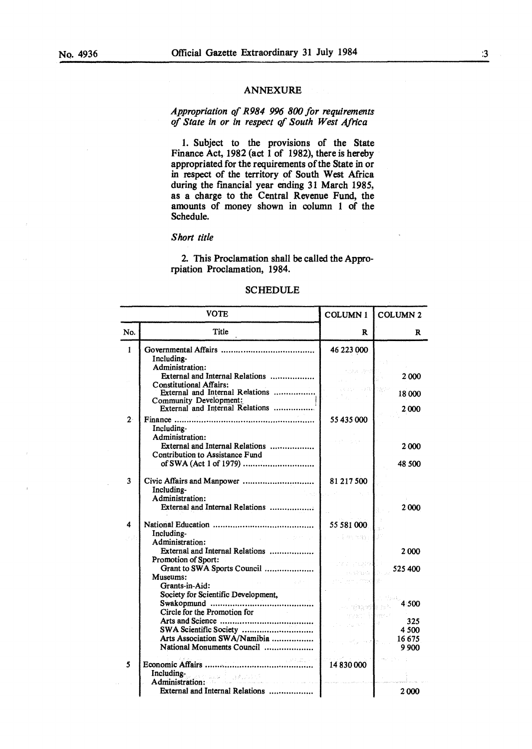## ANNEXURE

*Appropriation of R984 996 800 for requirements of State in or in respect of South West Africa*

1. Subject to the provisions of the State Finance Act, 1982 (act 1 of 1982), there is hereby appropriated for the requirements of the State in or in respect of the territory of South West Africa during the financial year ending 31 March 1985, as a charge to the Central Revenue Fund, the amounts of money shown in column 1 of the Schedule.

*Short title*

2. This Proclamation shall be called the Appropriation Proclamation, 1984.

### SCHEDULE

| VOTE | | COLUMN 1 | COLUMN 2 |
|---|---|---|---|
| No. | Title | R | R |
| 1 | Governmental Affairs | 46 223 000 | |
| | Including- | | |
| | Administration: | | |
| | External and Internal Relations | | 2 000 |
| | Constitutional Affairs: | | |
| | External and Internal Relations | | 18 000 |
| | Community Development: | | |
| | External and Internal Relations | | 2 000 |
| 2 | Finance | 55 435 000 | |
| | Including- | | |
| | Administration: | | |
| | External and Internal Relations | | 2 000 |
| | Contribution to Assistance Fund of SWA (Act 1 of 1979) | | 48 500 |
| 3 | Civic Affairs and Manpower | 81 217 500 | |
| | Including- | | |
| | Administration: | | |
| | External and Internal Relations | | 2 000 |
| 4 | National Education | 55 581 000 | |
| | Including- | | |
| | Administration: | | |
| | External and Internal Relations | | 2 000 |
| | Promotion of Sport: | | |
| | Grant to SWA Sports Council | | 525 400 |
| | Museums: | | |
| | Grants-in-Aid: | | |
| | Society for Scientific Development, Swakopmund | | 4 500 |
| | Circle for the Promotion for Arts and Science | | 325 |
| | SWA Scientific Society | | 4 500 |
| | Arts Association SWA/Namibia | | 16 675 |
| | National Monuments Council | | 9 900 |
| 5 | Economic Affairs | 14 830 000 | |
| | Including- | | |
| | Administration: | | |
| | External and Internal Relations | | 2 000 |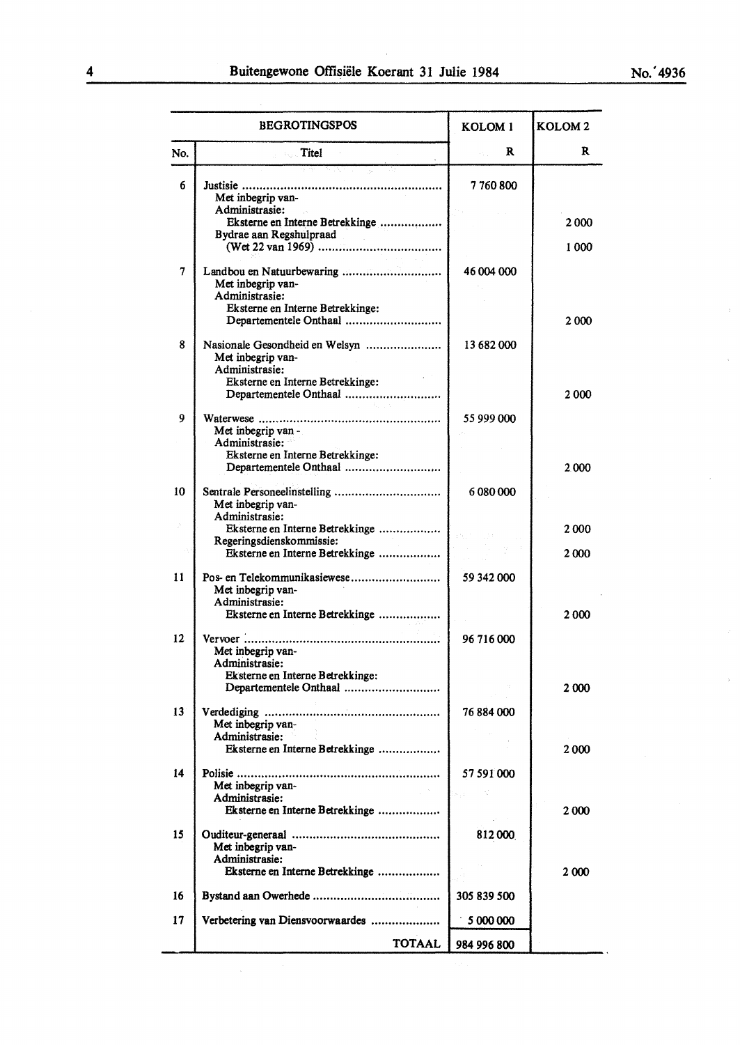| BEGROTINGSPOS | | KOLOM 1 | KOLOM 2 |
|---|---|---|---|
| No. | Titel | R | R |
| 6 | Justisie | 7 760 800 | |
| | Met inbegrip van- | | |
| | Administrasie: | | |
| | Eksterne en Interne Betrekkinge | | 2 000 |
| | Bydrae aan Regshulpraad (Wet 22 van 1969) | | 1 000 |
| 7 | Landbou en Natuurbewaring | 46 004 000 | |
| | Met inbegrip van- | | |
| | Administrasie: | | |
| | Eksterne en Interne Betrekkinge: Departementele Onthaal | | 2 000 |
| 8 | Nasionale Gesondheid en Welsyn | 13 682 000 | |
| | Met inbegrip van- | | |
| | Administrasie: | | |
| | Eksterne en Interne Betrekkinge: Departementele Onthaal | | 2 000 |
| 9 | Waterwese | 55 999 000 | |
| | Met inbegrip van- | | |
| | Administrasie: | | |
| | Eksterne en Interne Betrekkinge: Departementele Onthaal | | 2 000 |
| 10 | Sentrale Personeelinstelling | 6 080 000 | |
| | Met inbegrip van- | | |
| | Administrasie: | | |
| | Eksterne en Interne Betrekkinge | | 2 000 |
| | Regeringsdienskommissie: | | |
| | Eksterne en Interne Betrekkinge | | 2 000 |
| 11 | Pos- en Telekommunikasiewese | 59 342 000 | |
| | Met inbegrip van- | | |
| | Administrasie: | | |
| | Eksterne en Interne Betrekkinge | | 2 000 |
| 12 | Vervoer | 96 716 000 | |
| | Met inbegrip van- | | |
| | Administrasie: | | |
| | Eksterne en Interne Betrekkinge: Departementele Onthaal | | 2 000 |
| 13 | Verdediging | 76 884 000 | |
| | Met inbegrip van- | | |
| | Administrasie: | | |
| | Eksterne en Interne Betrekkinge | | 2 000 |
| 14 | Polisie | 57 591 000 | |
| | Met inbegrip van- | | |
| | Administrasie: | | |
| | Eksterne en Interne Betrekkinge | | 2 000 |
| 15 | Ouditeur-generaal | 812 000 | |
| | Met inbegrip van- | | |
| | Administrasie: | | |
| | Eksterne en Interne Betrekkinge | | 2 000 |
| 16 | Bystand aan Owerhede | 305 839 500 | |
| 17 | Verbetering van Diensvoorwaardes | 5 000 000 | |
| | TOTAAL | 984 996 800 | |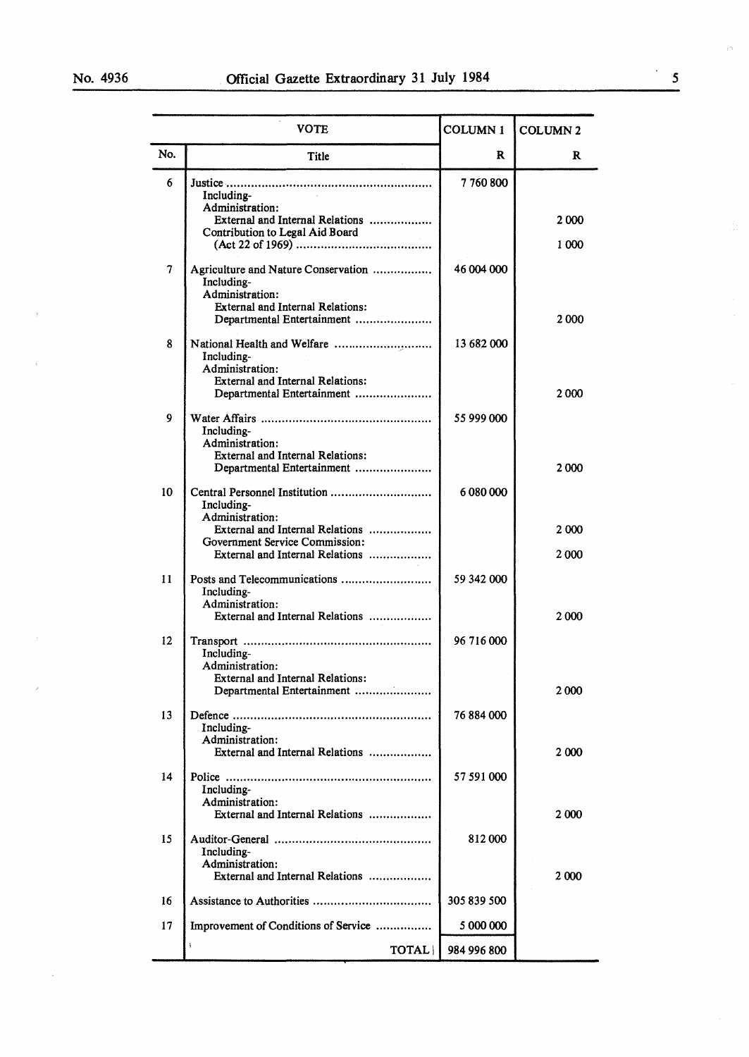| VOTE | | COLUMN 1 | COLUMN 2 |
|---|---|---|---|
| No. | Title | R | R |
| 6 | Justice ........................................................... | 7 760 800 | |
| | Including- | | |
| | Administration: | | |
| | External and Internal Relations .................. | | 2 000 |
| | Contribution to Legal Aid Board (Act 22 of 1969) ....................................... | | 1 000 |
| 7 | Agriculture and Nature Conservation ................. | 46 004 000 | |
| | Including- | | |
| | Administration: | | |
| | External and Internal Relations: Departmental Entertainment ...................... | | 2 000 |
| 8 | National Health and Welfare ............................ | 13 682 000 | |
| | Including- | | |
| | Administration: | | |
| | External and Internal Relations: Departmental Entertainment ...................... | | 2 000 |
| 9 | Water Affairs ................................................. | 55 999 000 | |
| | Including- | | |
| | Administration: | | |
| | External and Internal Relations: Departmental Entertainment ...................... | | 2 000 |
| 10 | Central Personnel Institution ............................. | 6 080 000 | |
| | Including- | | |
| | Administration: | | |
| | External and Internal Relations .................. | | 2 000 |
| | Government Service Commission: | | |
| | External and Internal Relations .................. | | 2 000 |
| 11 | Posts and Telecommunications .......................... | 59 342 000 | |
| | Including- | | |
| | Administration: | | |
| | External and Internal Relations .................. | | 2 000 |
| 12 | Transport ...................................................... | 96 716 000 | |
| | Including- | | |
| | Administration: | | |
| | External and Internal Relations: Departmental Entertainment ...................... | | 2 000 |
| 13 | Defence ......................................................... | 76 884 000 | |
| | Including- | | |
| | Administration: | | |
| | External and Internal Relations .................. | | 2 000 |
| 14 | Police ........................................................... | 57 591 000 | |
| | Including- | | |
| | Administration: | | |
| | External and Internal Relations .................. | | 2 000 |
| 15 | Auditor-General ............................................. | 812 000 | |
| | Including- | | |
| | Administration: | | |
| | External and Internal Relations .................. | | 2 000 |
| 16 | Assistance to Authorities ................................. | 305 839 500 | |
| 17 | Improvement of Conditions of Service ................ | 5 000 000 | |
| | TOTAL | 984 996 800 | |